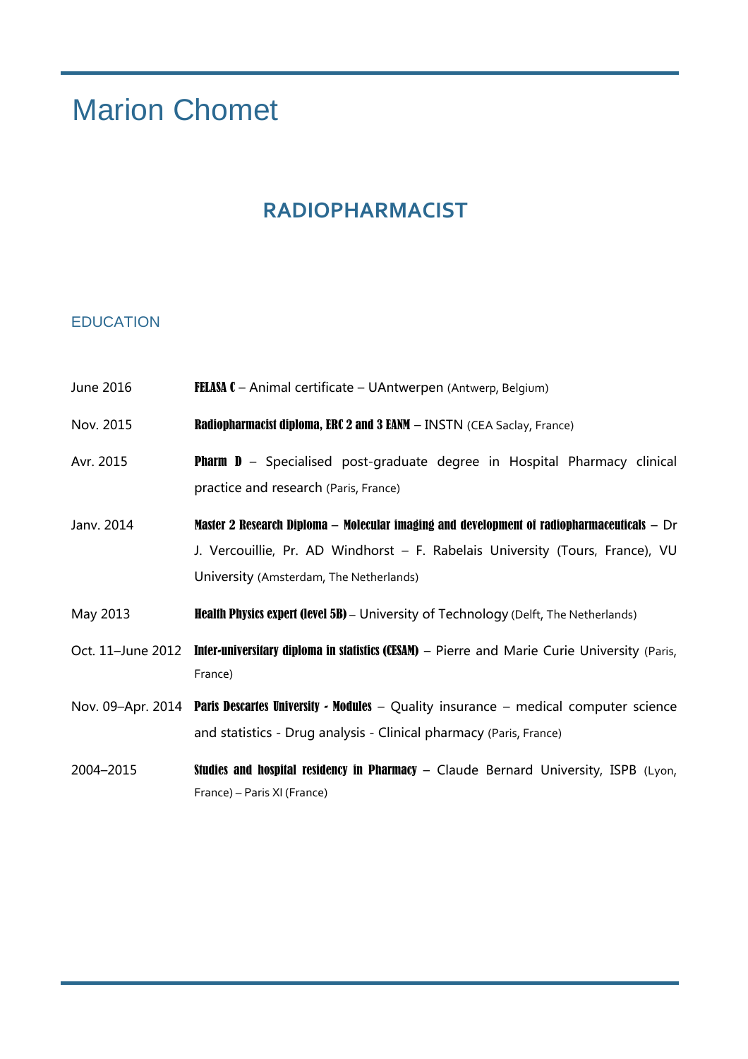# Marion Chomet

## RADIOPHARMACIST

### EDUCATION

| | |
|---|---|
| June 2016 | **FELASA C** – Animal certificate – UAntwerpen (Antwerp, Belgium) |
| Nov. 2015 | **Radiopharmacist diploma, ERC 2 and 3 EANM** – INSTN (CEA Saclay, France) |
| Avr. 2015 | **Pharm D** – Specialised post-graduate degree in Hospital Pharmacy clinical practice and research (Paris, France) |
| Janv. 2014 | **Master 2 Research Diploma – Molecular imaging and development of radiopharmaceuticals** – Dr J. Vercouillie, Pr. AD Windhorst – F. Rabelais University (Tours, France), VU University (Amsterdam, The Netherlands) |
| May 2013 | **Health Physics expert (level 5B)** – University of Technology (Delft, The Netherlands) |
| Oct. 11–June 2012 | **Inter-universitary diploma in statistics (CESAM)** – Pierre and Marie Curie University (Paris, France) |
| Nov. 09–Apr. 2014 | **Paris Descartes University - Modules** – Quality insurance – medical computer science and statistics - Drug analysis - Clinical pharmacy (Paris, France) |
| 2004–2015 | **Studies and hospital residency in Pharmacy** – Claude Bernard University, ISPB (Lyon, France) – Paris XI (France) |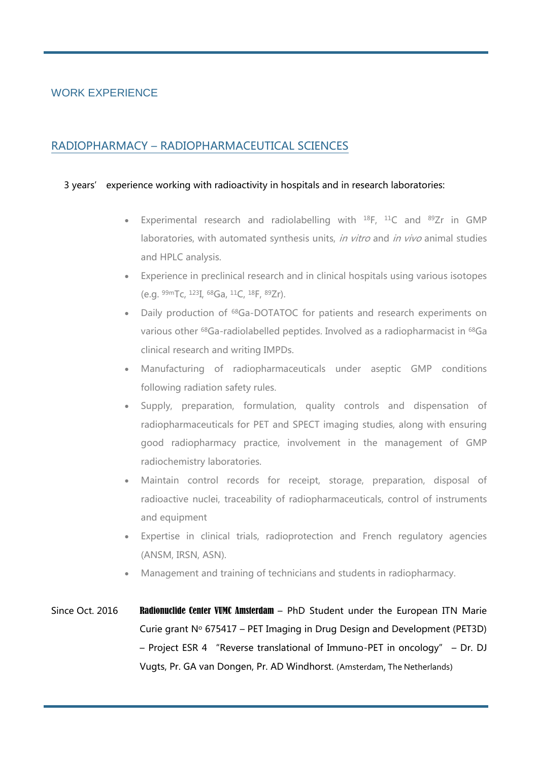## WORK EXPERIENCE

### RADIOPHARMACY – RADIOPHARMACEUTICAL SCIENCES

3 years' experience working with radioactivity in hospitals and in research laboratories:

- Experimental research and radiolabelling with $^{18}$F, $^{11}$C and $^{89}$Zr in GMP laboratories, with automated synthesis units, *in vitro* and *in vivo* animal studies and HPLC analysis.
- Experience in preclinical research and in clinical hospitals using various isotopes (e.g. $^{99m}$Tc, $^{123}$I, $^{68}$Ga, $^{11}$C, $^{18}$F, $^{89}$Zr).
- Daily production of $^{68}$Ga-DOTATOC for patients and research experiments on various other $^{68}$Ga-radiolabelled peptides. Involved as a radiopharmacist in $^{68}$Ga clinical research and writing IMPDs.
- Manufacturing of radiopharmaceuticals under aseptic GMP conditions following radiation safety rules.
- Supply, preparation, formulation, quality controls and dispensation of radiopharmaceuticals for PET and SPECT imaging studies, along with ensuring good radiopharmacy practice, involvement in the management of GMP radiochemistry laboratories.
- Maintain control records for receipt, storage, preparation, disposal of radioactive nuclei, traceability of radiopharmaceuticals, control of instruments and equipment
- Expertise in clinical trials, radioprotection and French regulatory agencies (ANSM, IRSN, ASN).
- Management and training of technicians and students in radiopharmacy.

Since Oct. 2016 **Radionuclide Center VUMC Amsterdam** – PhD Student under the European ITN Marie Curie grant N° 675417 – PET Imaging in Drug Design and Development (PET3D) – Project ESR 4 "Reverse translational of Immuno-PET in oncology" – Dr. DJ Vugts, Pr. GA van Dongen, Pr. AD Windhorst. (Amsterdam, The Netherlands)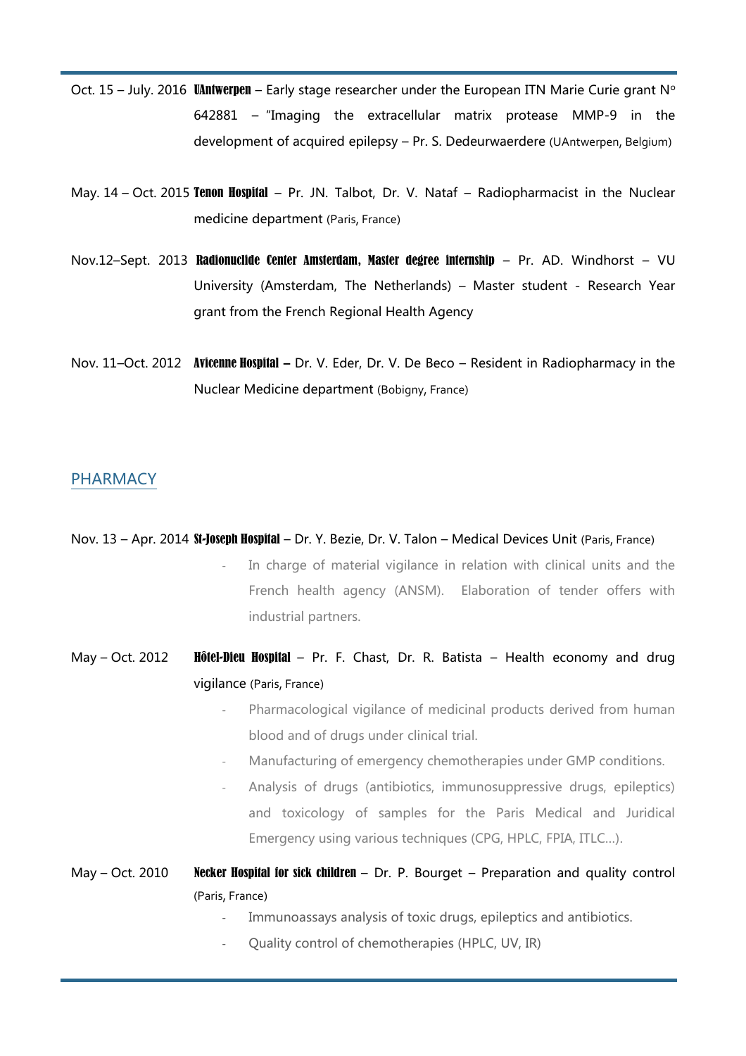Oct. 15 – July. 2016 **UAntwerpen** – Early stage researcher under the European ITN Marie Curie grant N° 642881 – "Imaging the extracellular matrix protease MMP-9 in the development of acquired epilepsy – Pr. S. Dedeurwaerdere (UAntwerpen, Belgium)

May. 14 – Oct. 2015 **Tenon Hospital** – Pr. JN. Talbot, Dr. V. Nataf – Radiopharmacist in the Nuclear medicine department (Paris, France)

Nov.12–Sept. 2013 **Radionuclide Center Amsterdam, Master degree internship** – Pr. AD. Windhorst – VU University (Amsterdam, The Netherlands) – Master student - Research Year grant from the French Regional Health Agency

Nov. 11–Oct. 2012 **Avicenne Hospital –** Dr. V. Eder, Dr. V. De Beco – Resident in Radiopharmacy in the Nuclear Medicine department (Bobigny, France)

## PHARMACY

Nov. 13 – Apr. 2014 **St-Joseph Hospital** – Dr. Y. Bezie, Dr. V. Talon – Medical Devices Unit (Paris, France)

- In charge of material vigilance in relation with clinical units and the French health agency (ANSM). Elaboration of tender offers with industrial partners.

May – Oct. 2012 **Hôtel-Dieu Hospital** – Pr. F. Chast, Dr. R. Batista – Health economy and drug vigilance (Paris, France)

- Pharmacological vigilance of medicinal products derived from human blood and of drugs under clinical trial.
- Manufacturing of emergency chemotherapies under GMP conditions.
- Analysis of drugs (antibiotics, immunosuppressive drugs, epileptics) and toxicology of samples for the Paris Medical and Juridical Emergency using various techniques (CPG, HPLC, FPIA, ITLC…).

May – Oct. 2010 **Necker Hospital for sick children** – Dr. P. Bourget – Preparation and quality control (Paris, France)

- Immunoassays analysis of toxic drugs, epileptics and antibiotics.
- Quality control of chemotherapies (HPLC, UV, IR)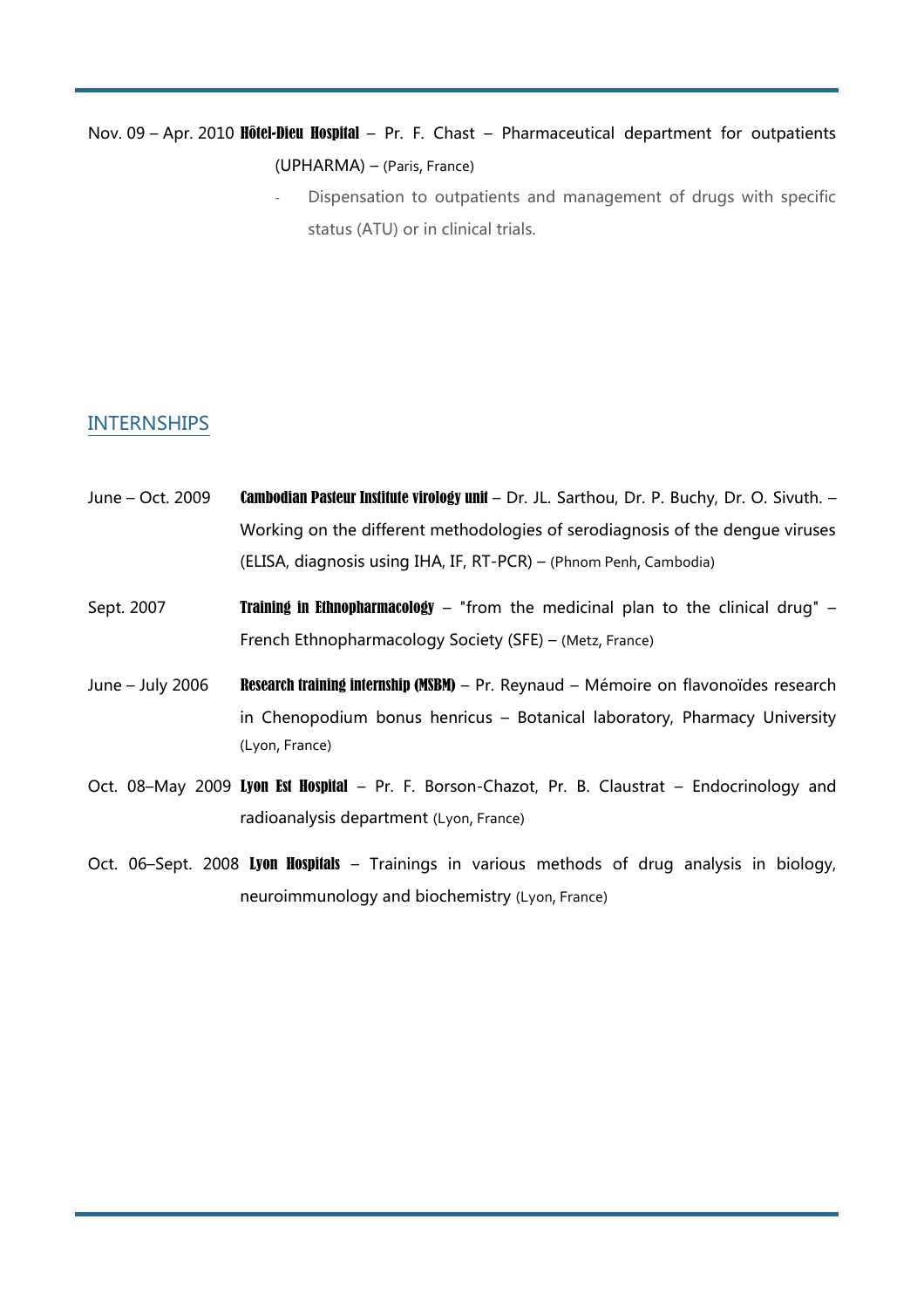Nov. 09 – Apr. 2010 **Hôtel-Dieu Hospital** – Pr. F. Chast – Pharmaceutical department for outpatients (UPHARMA) – (Paris, France)

- Dispensation to outpatients and management of drugs with specific status (ATU) or in clinical trials.

## INTERNSHIPS

June – Oct. 2009 **Cambodian Pasteur Institute virology unit** – Dr. JL. Sarthou, Dr. P. Buchy, Dr. O. Sivuth. – Working on the different methodologies of serodiagnosis of the dengue viruses (ELISA, diagnosis using IHA, IF, RT-PCR) – (Phnom Penh, Cambodia)

Sept. 2007 **Training in Ethnopharmacology** – "from the medicinal plan to the clinical drug" – French Ethnopharmacology Society (SFE) – (Metz, France)

June – July 2006 **Research training internship (MSBM)** – Pr. Reynaud – Mémoire on flavonoïdes research in Chenopodium bonus henricus – Botanical laboratory, Pharmacy University (Lyon, France)

Oct. 08–May 2009 **Lyon Est Hospital** – Pr. F. Borson-Chazot, Pr. B. Claustrat – Endocrinology and radioanalysis department (Lyon, France)

Oct. 06–Sept. 2008 **Lyon Hospitals** – Trainings in various methods of drug analysis in biology, neuroimmunology and biochemistry (Lyon, France)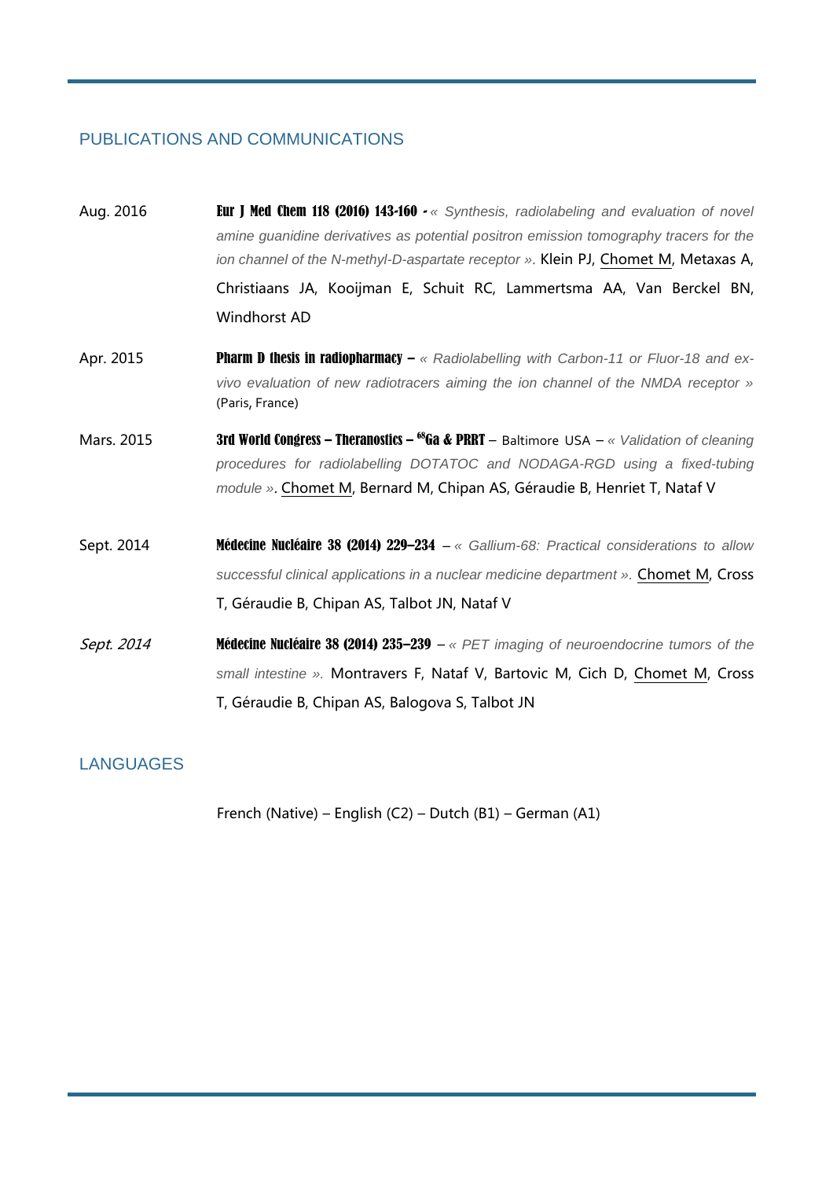## PUBLICATIONS AND COMMUNICATIONS

Aug. 2016 **Eur J Med Chem 118 (2016) 143-160** - *« Synthesis, radiolabeling and evaluation of novel amine guanidine derivatives as potential positron emission tomography tracers for the ion channel of the N-methyl-D-aspartate receptor ».* Klein PJ, Chomet M, Metaxas A, Christiaans JA, Kooijman E, Schuit RC, Lammertsma AA, Van Berckel BN, Windhorst AD

Apr. 2015 **Pharm D thesis in radiopharmacy –** *« Radiolabelling with Carbon-11 or Fluor-18 and ex-vivo evaluation of new radiotracers aiming the ion channel of the NMDA receptor »* (Paris, France)

Mars. 2015 **3rd World Congress – Theranostics – $^{68}$Ga & PRRT** – Baltimore USA – *« Validation of cleaning procedures for radiolabelling DOTATOC and NODAGA-RGD using a fixed-tubing module ».* Chomet M, Bernard M, Chipan AS, Géraudie B, Henriet T, Nataf V

Sept. 2014 **Médecine Nucléaire 38 (2014) 229–234** – *« Gallium-68: Practical considerations to allow successful clinical applications in a nuclear medicine department ».* Chomet M, Cross T, Géraudie B, Chipan AS, Talbot JN, Nataf V

*Sept. 2014* **Médecine Nucléaire 38 (2014) 235–239** – *« PET imaging of neuroendocrine tumors of the small intestine ».* Montravers F, Nataf V, Bartovic M, Cich D, Chomet M, Cross T, Géraudie B, Chipan AS, Balogova S, Talbot JN

## LANGUAGES

French (Native) – English (C2) – Dutch (B1) – German (A1)